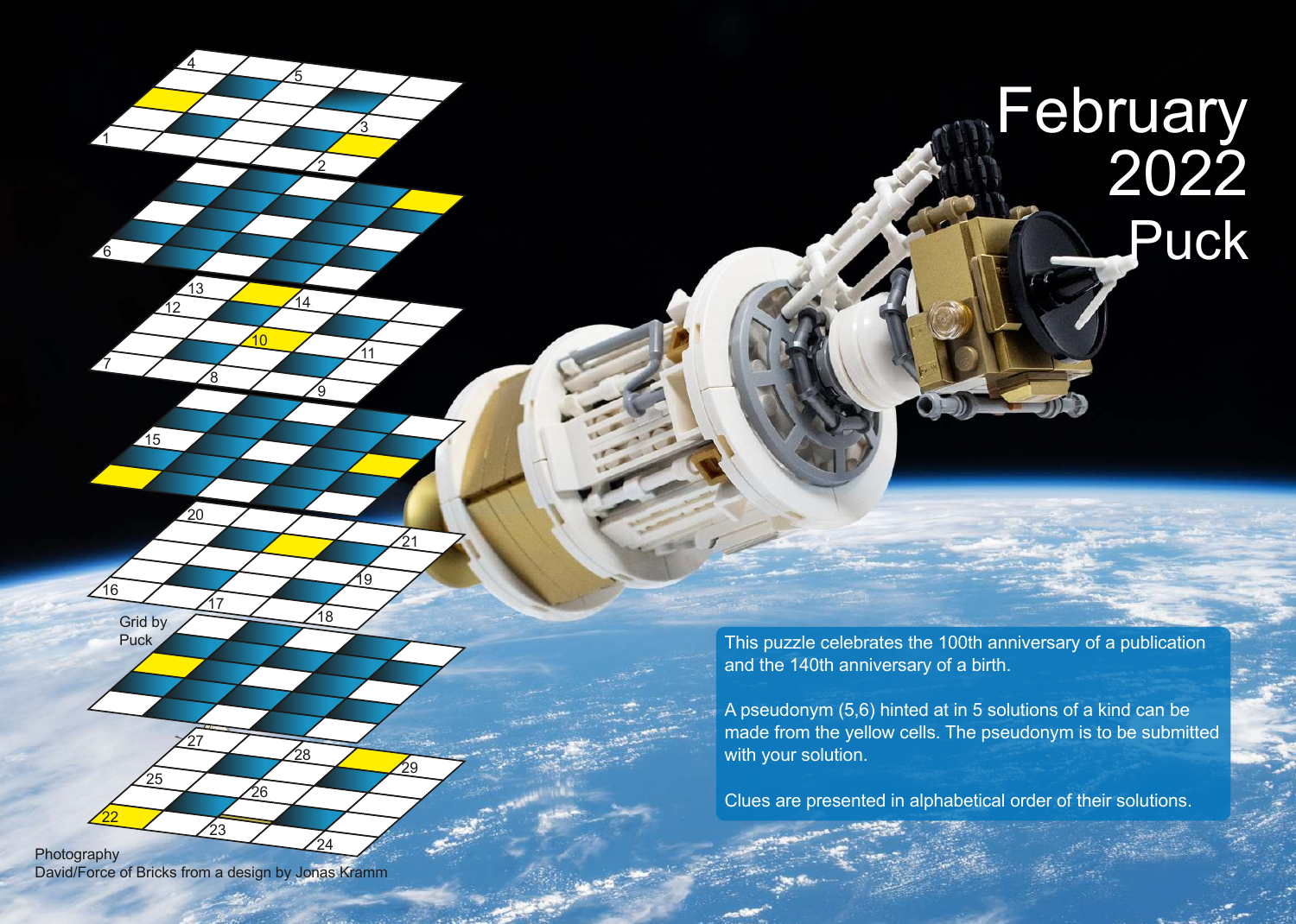# February 2022

# Puck

This puzzle celebrates the 100th anniversary of a publication and the 140th anniversary of a birth.

A pseudonym (5,6) hinted at in 5 solutions of a kind can be made from the yellow cells. The pseudonym is to be submitted with your solution.

Clues are presented in alphabetical order of their solutions.

Grid by Puck

Photography
David/Force of Bricks from a design by Jonas Kramm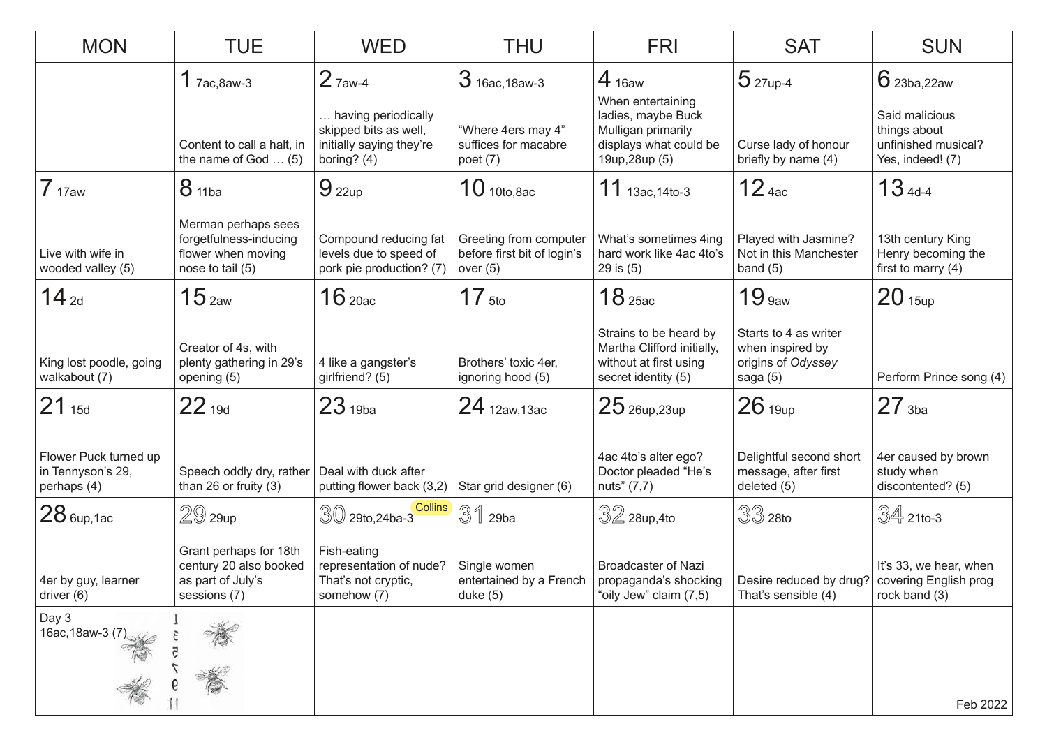| MON | TUE | WED | THU | FRI | SAT | SUN |
|---|---|---|---|---|---|---|
| | **1** 7ac,8aw-3<br>Content to call a halt, in the name of God … (5) | **2** 7aw-4<br>… having periodically skipped bits as well, initially saying they're boring? (4) | **3** 16ac,18aw-3<br>"Where 4ers may 4" suffices for macabre poet (7) | **4** 16aw<br>When entertaining ladies, maybe Buck Mulligan primarily displays what could be 19up,28up (5) | **5** 27up-4<br>Curse lady of honour briefly by name (4) | **6** 23ba,22aw<br>Said malicious things about unfinished musical? Yes, indeed! (7) |
| **7** 17aw<br>Live with wife in wooded valley (5) | **8** 11ba<br>Merman perhaps sees forgetfulness-inducing flower when moving nose to tail (5) | **9** 22up<br>Compound reducing fat levels due to speed of pork pie production? (7) | **10** 10to,8ac<br>Greeting from computer before first bit of login's over (5) | **11** 13ac,14to-3<br>What's sometimes 4ing hard work like 4ac 4to's 29 is (5) | **12** 4ac<br>Played with Jasmine? Not in this Manchester band (5) | **13** 4d-4<br>13th century King Henry becoming the first to marry (4) |
| **14** 2d<br>King lost poodle, going walkabout (7) | **15** 2aw<br>Creator of 4s, with plenty gathering in 29's opening (5) | **16** 20ac<br>4 like a gangster's girlfriend? (5) | **17** 5to<br>Brothers' toxic 4er, ignoring hood (5) | **18** 25ac<br>Strains to be heard by Martha Clifford initially, without at first using secret identity (5) | **19** 9aw<br>Starts to 4 as writer when inspired by origins of *Odyssey* saga (5) | **20** 15up<br>Perform Prince song (4) |
| **21** 15d<br>Flower Puck turned up in Tennyson's 29, perhaps (4) | **22** 19d<br>Speech oddly dry, rather than 26 or fruity (3) | **23** 19ba<br>Deal with duck after putting flower back (3,2) | **24** 12aw,13ac<br>Star grid designer (6) | **25** 26up,23up<br>4ac 4to's alter ego? Doctor pleaded "He's nuts" (7,7) | **26** 19up<br>Delightful second short message, after first deleted (5) | **27** 3ba<br>4er caused by brown study when discontented? (5) |
| **28** 6up,1ac<br>4er by guy, learner driver (6) | **29** 29up<br>Grant perhaps for 18th century 20 also booked as part of July's sessions (7) | **30** 29to,24ba-3 Collins<br>Fish-eating representation of nude? That's not cryptic, somehow (7) | **31** 29ba<br>Single women entertained by a French duke (5) | **32** 28up,4to<br>Broadcaster of Nazi propaganda's shocking "oily Jew" claim (7,5) | **33** 28to<br>Desire reduced by drug? That's sensible (4) | **34** 21to-3<br>It's 33, we hear, when covering English prog rock band (3) |
| Day 3<br>16ac,18aw-3 (7) | | | | | | |

Feb 2022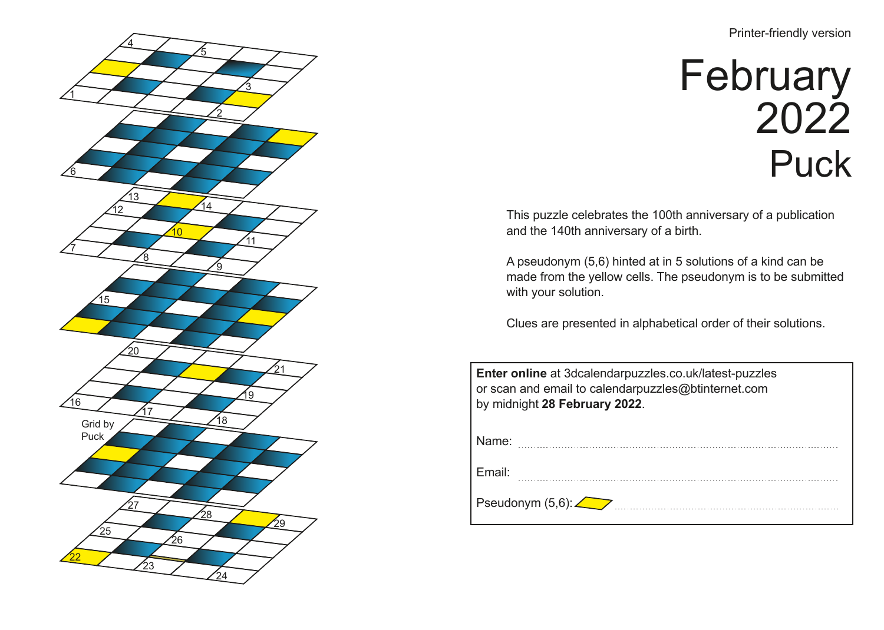Printer-friendly version

# February 2022 Puck

This puzzle celebrates the 100th anniversary of a publication and the 140th anniversary of a birth.

A pseudonym (5,6) hinted at in 5 solutions of a kind can be made from the yellow cells. The pseudonym is to be submitted with your solution.

Clues are presented in alphabetical order of their solutions.

**Enter online** at 3dcalendarpuzzles.co.uk/latest-puzzles
or scan and email to calendarpuzzles@btinternet.com
by midnight **28 February 2022**.

Name: ..........................................................................

Email: ..........................................................................

Pseudonym (5,6): ..........................................................................

4
5
3
1
2
6
13
12
14
10
11
7
8
9
15
20
21
19
16
17
18
Grid by Puck
27
28
29
25
26
22
23
24